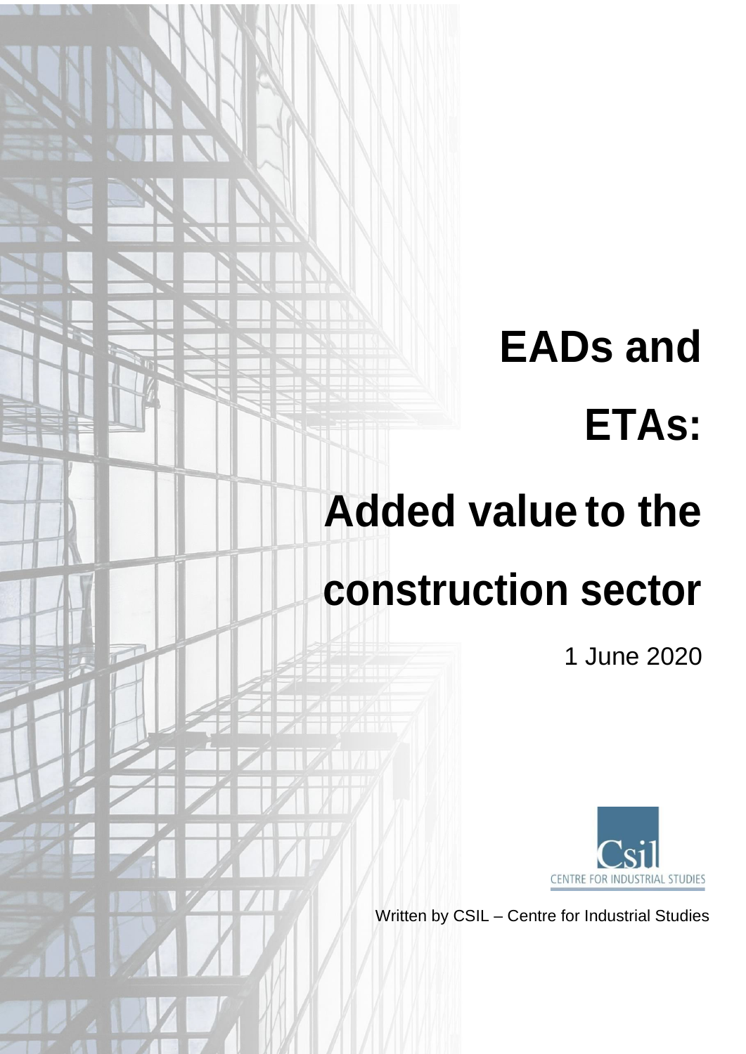# EADs and ETAs: Added value to the construction sector

1 June 2020

CENTRE FOR INDUSTRIAL STUDIES

Written by CSIL – Centre for Industrial Studies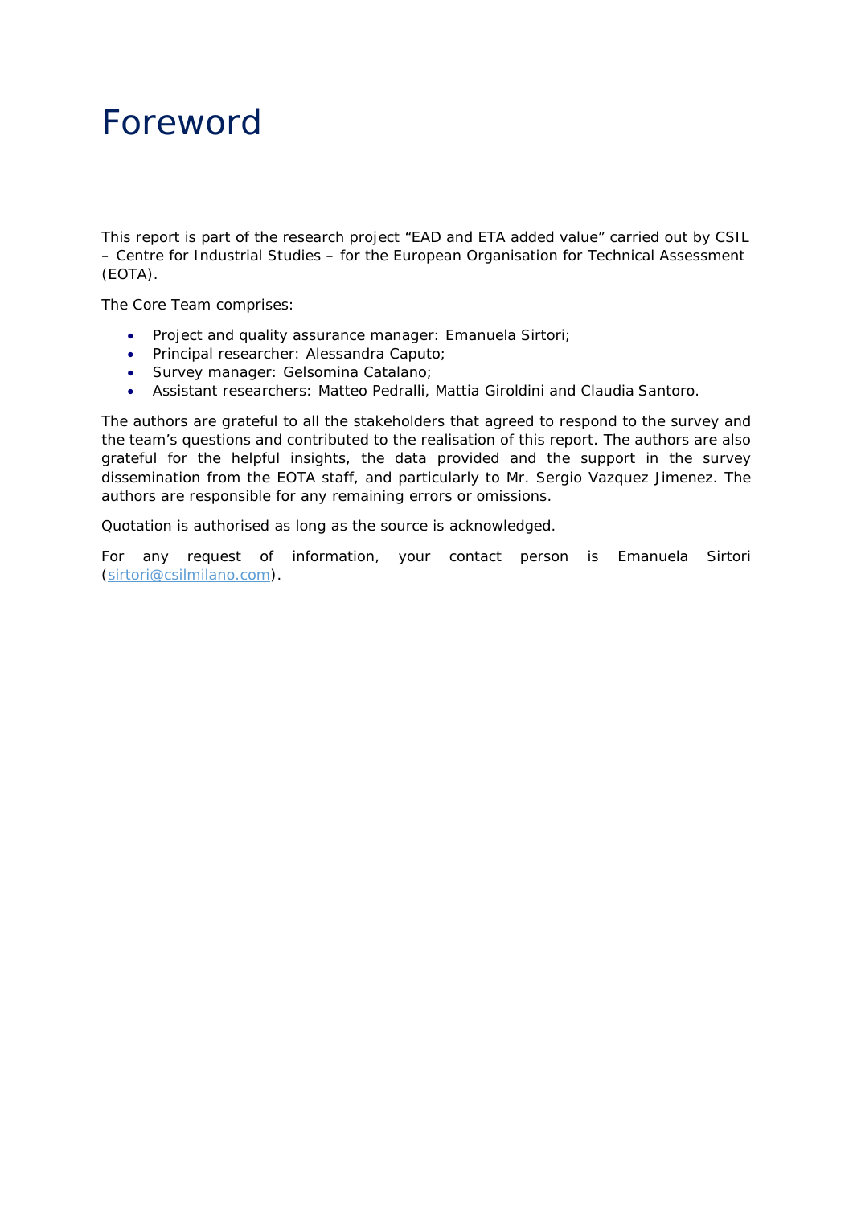# Foreword

This report is part of the research project “EAD and ETA added value” carried out by CSIL – Centre for Industrial Studies – for the European Organisation for Technical Assessment (EOTA).

The Core Team comprises:

- Project and quality assurance manager: Emanuela Sirtori;
- Principal researcher: Alessandra Caputo;
- Survey manager: Gelsomina Catalano;
- Assistant researchers: Matteo Pedralli, Mattia Giroldini and Claudia Santoro.

The authors are grateful to all the stakeholders that agreed to respond to the survey and the team’s questions and contributed to the realisation of this report. The authors are also grateful for the helpful insights, the data provided and the support in the survey dissemination from the EOTA staff, and particularly to Mr. Sergio Vazquez Jimenez. The authors are responsible for any remaining errors or omissions.

Quotation is authorised as long as the source is acknowledged.

For any request of information, your contact person is Emanuela Sirtori (sirtori@csilmilano.com).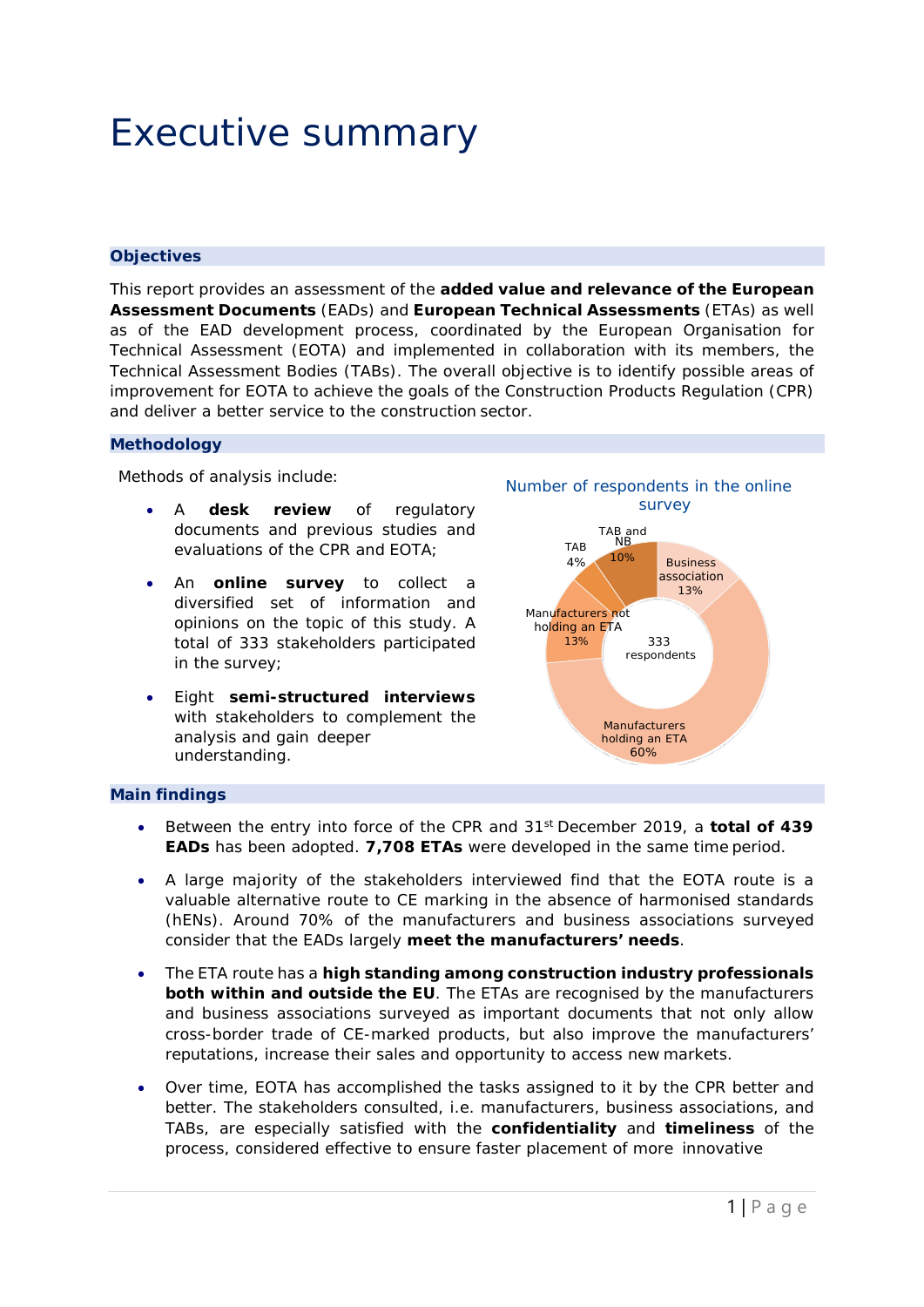# Executive summary

## Objectives

This report provides an assessment of the **added value and relevance of the European Assessment Documents** (EADs) and **European Technical Assessments** (ETAs) as well as of the EAD development process, coordinated by the European Organisation for Technical Assessment (EOTA) and implemented in collaboration with its members, the Technical Assessment Bodies (TABs). The overall objective is to identify possible areas of improvement for EOTA to achieve the goals of the Construction Products Regulation (CPR) and deliver a better service to the construction sector.

## Methodology

Methods of analysis include:

- A **desk review** of regulatory documents and previous studies and evaluations of the CPR and EOTA;
- An **online survey** to collect a diversified set of information and opinions on the topic of this study. A total of 333 stakeholders participated in the survey;
- Eight **semi-structured interviews** with stakeholders to complement the analysis and gain deeper understanding.

Number of respondents in the online survey

| Respondent type | Share |
| --- | --- |
| Manufacturers holding an ETA | 60% |
| Manufacturers not holding an ETA | 13% |
| Business association | 13% |
| TAB and NB | 10% |
| TAB | 4% |
| **Total** | 333 respondents |

## Main findings

- Between the entry into force of the CPR and 31st December 2019, a **total of 439 EADs** has been adopted. **7,708 ETAs** were developed in the same time period.
- A large majority of the stakeholders interviewed find that the EOTA route is a valuable alternative route to CE marking in the absence of harmonised standards (hENs). Around 70% of the manufacturers and business associations surveyed consider that the EADs largely **meet the manufacturers' needs**.
- The ETA route has a **high standing among construction industry professionals both within and outside the EU**. The ETAs are recognised by the manufacturers and business associations surveyed as important documents that not only allow cross-border trade of CE-marked products, but also improve the manufacturers' reputations, increase their sales and opportunity to access new markets.
- Over time, EOTA has accomplished the tasks assigned to it by the CPR better and better. The stakeholders consulted, i.e. manufacturers, business associations, and TABs, are especially satisfied with the **confidentiality** and **timeliness** of the process, considered effective to ensure faster placement of more innovative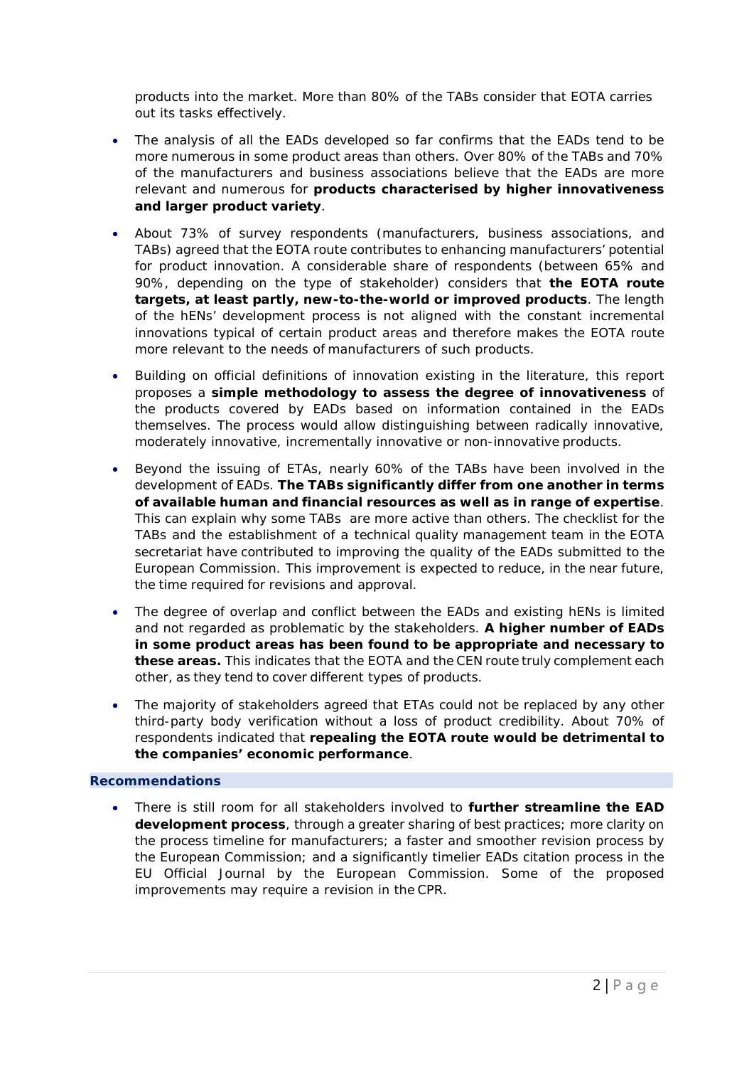products into the market. More than 80% of the TABs consider that EOTA carries out its tasks effectively.

- The analysis of all the EADs developed so far confirms that the EADs tend to be more numerous in some product areas than others. Over 80% of the TABs and 70% of the manufacturers and business associations believe that the EADs are more relevant and numerous for **products characterised by higher innovativeness and larger product variety**.
- About 73% of survey respondents (manufacturers, business associations, and TABs) agreed that the EOTA route contributes to enhancing manufacturers' potential for product innovation. A considerable share of respondents (between 65% and 90%, depending on the type of stakeholder) considers that **the EOTA route targets, at least partly, new-to-the-world or improved products**. The length of the hENs' development process is not aligned with the constant incremental innovations typical of certain product areas and therefore makes the EOTA route more relevant to the needs of manufacturers of such products.
- Building on official definitions of innovation existing in the literature, this report proposes a **simple methodology to assess the degree of innovativeness** of the products covered by EADs based on information contained in the EADs themselves. The process would allow distinguishing between radically innovative, moderately innovative, incrementally innovative or non-innovative products.
- Beyond the issuing of ETAs, nearly 60% of the TABs have been involved in the development of EADs. **The TABs significantly differ from one another in terms of available human and financial resources as well as in range of expertise**. This can explain why some TABs are more active than others. The checklist for the TABs and the establishment of a technical quality management team in the EOTA secretariat have contributed to improving the quality of the EADs submitted to the European Commission. This improvement is expected to reduce, in the near future, the time required for revisions and approval.
- The degree of overlap and conflict between the EADs and existing hENs is limited and not regarded as problematic by the stakeholders. **A higher number of EADs in some product areas has been found to be appropriate and necessary to these areas.** This indicates that the EOTA and the CEN route truly complement each other, as they tend to cover different types of products.
- The majority of stakeholders agreed that ETAs could not be replaced by any other third-party body verification without a loss of product credibility. About 70% of respondents indicated that **repealing the EOTA route would be detrimental to the companies' economic performance**.

## Recommendations

- There is still room for all stakeholders involved to **further streamline the EAD development process**, through a greater sharing of best practices; more clarity on the process timeline for manufacturers; a faster and smoother revision process by the European Commission; and a significantly timelier EADs citation process in the EU Official Journal by the European Commission. Some of the proposed improvements may require a revision in the CPR.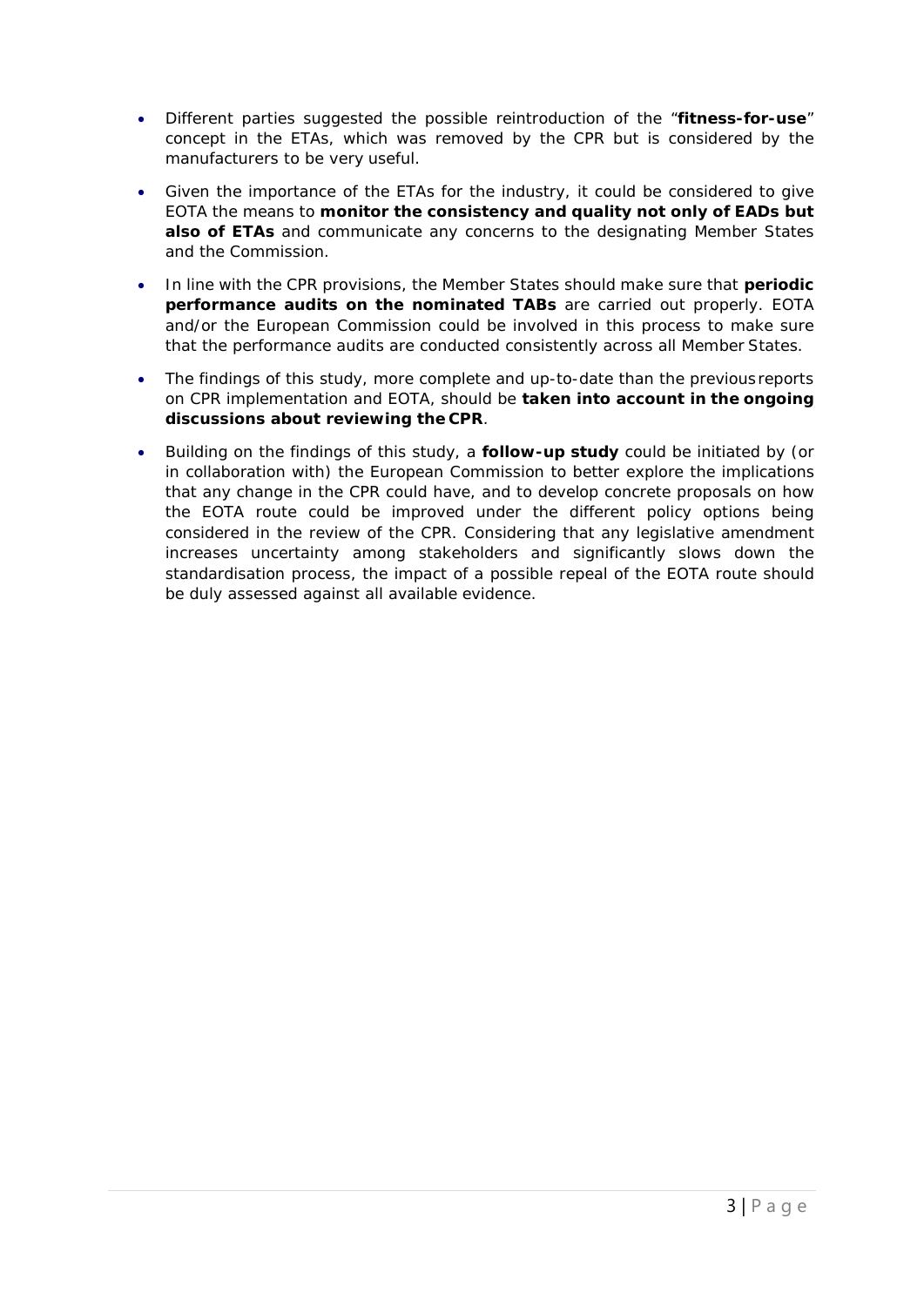- Different parties suggested the possible reintroduction of the "**fitness-for-use**" concept in the ETAs, which was removed by the CPR but is considered by the manufacturers to be very useful.
- Given the importance of the ETAs for the industry, it could be considered to give EOTA the means to **monitor the consistency and quality not only of EADs but also of ETAs** and communicate any concerns to the designating Member States and the Commission.
- In line with the CPR provisions, the Member States should make sure that **periodic performance audits on the nominated TABs** are carried out properly. EOTA and/or the European Commission could be involved in this process to make sure that the performance audits are conducted consistently across all Member States.
- The findings of this study, more complete and up-to-date than the previous reports on CPR implementation and EOTA, should be **taken into account in the ongoing discussions about reviewing the CPR**.
- Building on the findings of this study, a **follow-up study** could be initiated by (or in collaboration with) the European Commission to better explore the implications that any change in the CPR could have, and to develop concrete proposals on how the EOTA route could be improved under the different policy options being considered in the review of the CPR. Considering that any legislative amendment increases uncertainty among stakeholders and significantly slows down the standardisation process, the impact of a possible repeal of the EOTA route should be duly assessed against all available evidence.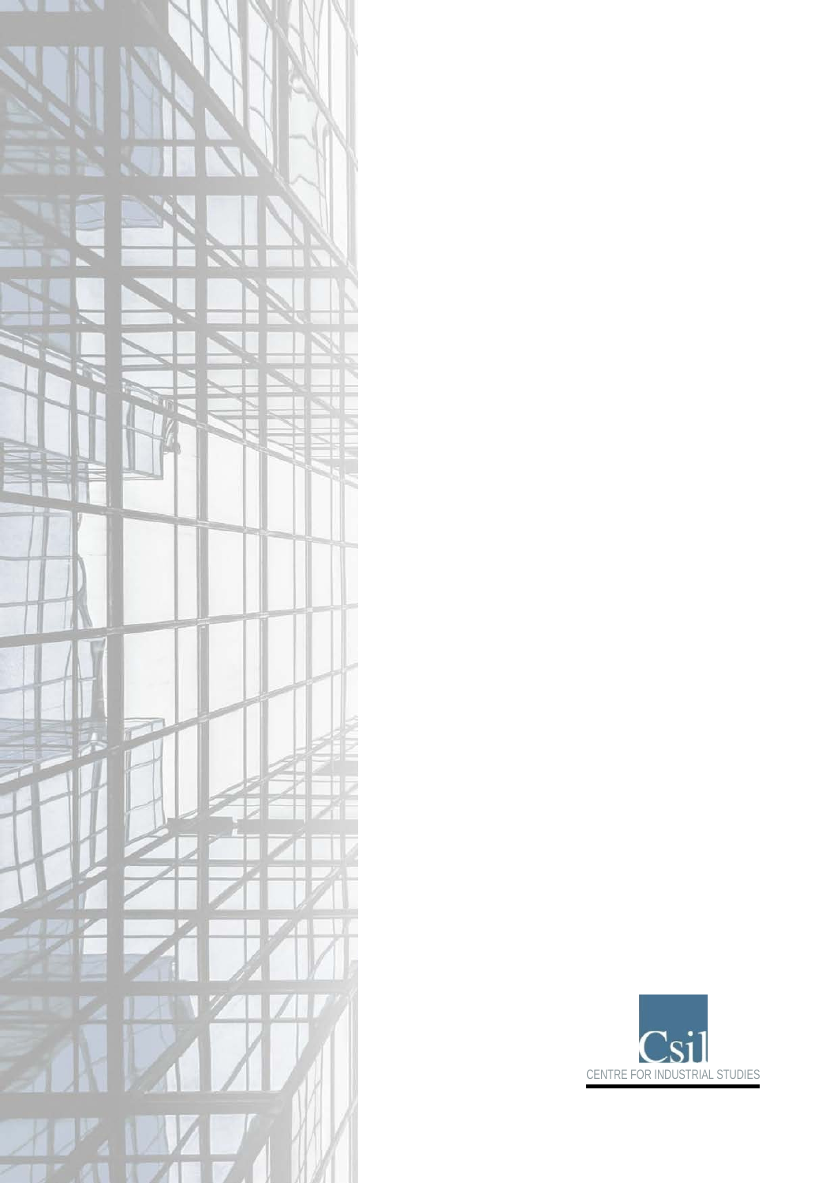Csil

CENTRE FOR INDUSTRIAL STUDIES